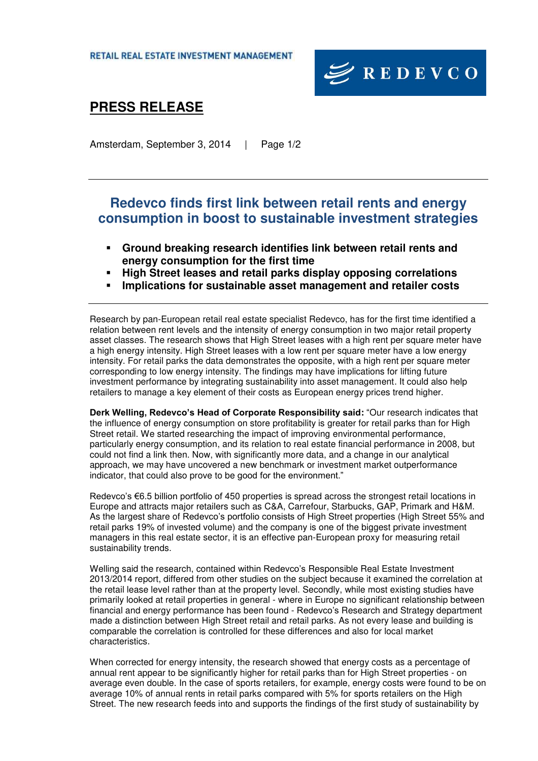RETAIL REAL ESTATE INVESTMENT MANAGEMENT

REDEVCO

# PRESS RELEASE

Amsterdam, September 3, 2014

## Redevco finds first link between retail rents and energy consumption in boost to sustainable investment strategies

- **Ground breaking research identifies link between retail rents and energy consumption for the first time**
- **High Street leases and retail parks display opposing correlations**
- **Implications for sustainable asset management and retailer costs**

Research by pan-European retail real estate specialist Redevco, has for the first time identified a relation between rent levels and the intensity of energy consumption in two major retail property asset classes. The research shows that High Street leases with a high rent per square meter have a high energy intensity. High Street leases with a low rent per square meter have a low energy intensity. For retail parks the data demonstrates the opposite, with a high rent per square meter corresponding to low energy intensity. The findings may have implications for lifting future investment performance by integrating sustainability into asset management. It could also help retailers to manage a key element of their costs as European energy prices trend higher.

**Derk Welling, Redevco's Head of Corporate Responsibility said:** "Our research indicates that the influence of energy consumption on store profitability is greater for retail parks than for High Street retail. We started researching the impact of improving environmental performance, particularly energy consumption, and its relation to real estate financial performance in 2008, but could not find a link then. Now, with significantly more data, and a change in our analytical approach, we may have uncovered a new benchmark or investment market outperformance indicator, that could also prove to be good for the environment."

Redevco's €6.5 billion portfolio of 450 properties is spread across the strongest retail locations in Europe and attracts major retailers such as C&A, Carrefour, Starbucks, GAP, Primark and H&M. As the largest share of Redevco's portfolio consists of High Street properties (High Street 55% and retail parks 19% of invested volume) and the company is one of the biggest private investment managers in this real estate sector, it is an effective pan-European proxy for measuring retail sustainability trends.

Welling said the research, contained within Redevco's Responsible Real Estate Investment 2013/2014 report, differed from other studies on the subject because it examined the correlation at the retail lease level rather than at the property level. Secondly, while most existing studies have primarily looked at retail properties in general - where in Europe no significant relationship between financial and energy performance has been found - Redevco's Research and Strategy department made a distinction between High Street retail and retail parks. As not every lease and building is comparable the correlation is controlled for these differences and also for local market characteristics.

When corrected for energy intensity, the research showed that energy costs as a percentage of annual rent appear to be significantly higher for retail parks than for High Street properties - on average even double. In the case of sports retailers, for example, energy costs were found to be on average 10% of annual rents in retail parks compared with 5% for sports retailers on the High Street. The new research feeds into and supports the findings of the first study of sustainability by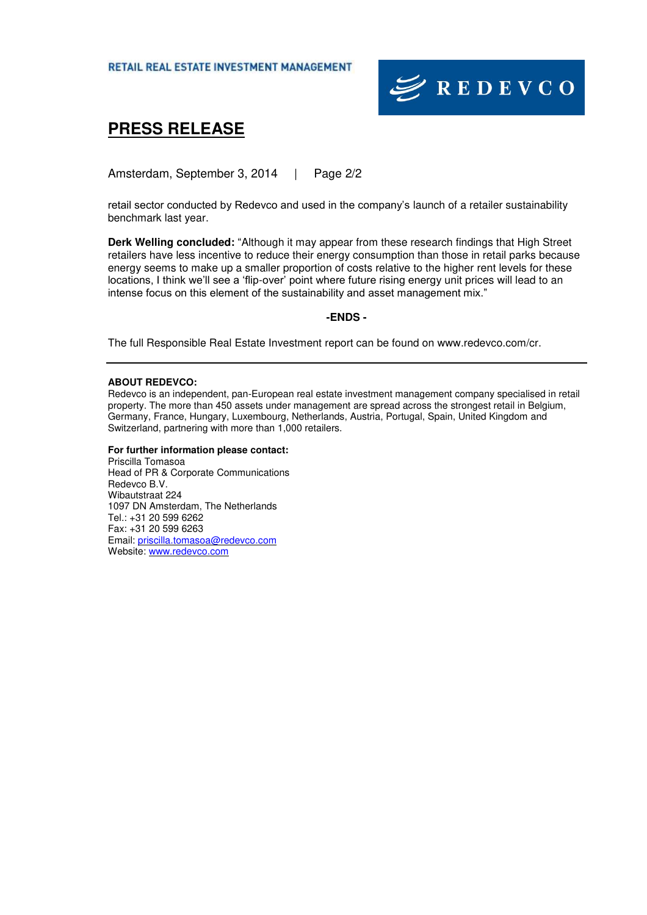# PRESS RELEASE

Amsterdam, September 3, 2014

retail sector conducted by Redevco and used in the company's launch of a retailer sustainability benchmark last year.

**Derk Welling concluded:** "Although it may appear from these research findings that High Street retailers have less incentive to reduce their energy consumption than those in retail parks because energy seems to make up a smaller proportion of costs relative to the higher rent levels for these locations, I think we'll see a 'flip-over' point where future rising energy unit prices will lead to an intense focus on this element of the sustainability and asset management mix."

**-ENDS -**

The full Responsible Real Estate Investment report can be found on www.redevco.com/cr.

---

**ABOUT REDEVCO:**

Redevco is an independent, pan-European real estate investment management company specialised in retail property. The more than 450 assets under management are spread across the strongest retail in Belgium, Germany, France, Hungary, Luxembourg, Netherlands, Austria, Portugal, Spain, United Kingdom and Switzerland, partnering with more than 1,000 retailers.

**For further information please contact:**
Priscilla Tomasoa
Head of PR & Corporate Communications
Redevco B.V.
Wibautstraat 224
1097 DN Amsterdam, The Netherlands
Tel.: +31 20 599 6262
Fax: +31 20 599 6263
Email: priscilla.tomasoa@redevco.com
Website: www.redevco.com